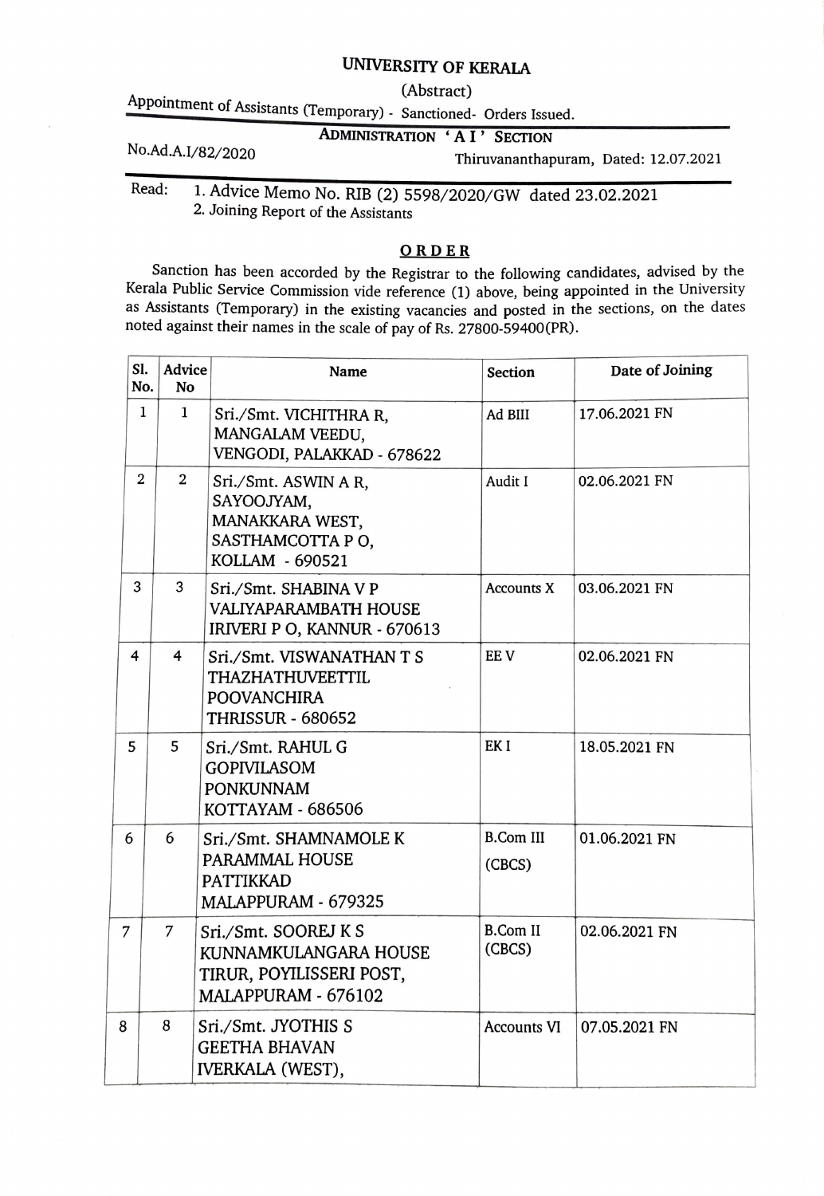# UNIVERSITY OF KERALA

(Abstract)

Appointment of Assistants (Temporary) - Sanctioned- Orders Issued.

**ADMINISTRATION 'A I' SECTION**

No.Ad.A.I/82/2020

Thiruvananthapuram, Dated: 12.07.2021

Read: 1. Advice Memo No. RIB (2) 5598/2020/GW dated 23.02.2021
2. Joining Report of the Assistants

## ORDER

Sanction has been accorded by the Registrar to the following candidates, advised by the Kerala Public Service Commission vide reference (1) above, being appointed in the University as Assistants (Temporary) in the existing vacancies and posted in the sections, on the dates noted against their names in the scale of pay of Rs. 27800-59400(PR).

| Sl. No. | Advice No | Name | Section | Date of Joining |
|---|---|---|---|---|
| 1 | 1 | Sri./Smt. VICHITHRA R, MANGALAM VEEDU, VENGODI, PALAKKAD - 678622 | Ad BIII | 17.06.2021 FN |
| 2 | 2 | Sri./Smt. ASWIN A R, SAYOOJYAM, MANAKKARA WEST, SASTHAMCOTTA P O, KOLLAM - 690521 | Audit I | 02.06.2021 FN |
| 3 | 3 | Sri./Smt. SHABINA V P VALIYAPARAMBATH HOUSE IRIVERI P O, KANNUR - 670613 | Accounts X | 03.06.2021 FN |
| 4 | 4 | Sri./Smt. VISWANATHAN T S THAZHATHUVEETTIL POOVANCHIRA THRISSUR - 680652 | EE V | 02.06.2021 FN |
| 5 | 5 | Sri./Smt. RAHUL G GOPIVILASOM PONKUNNAM KOTTAYAM - 686506 | EK I | 18.05.2021 FN |
| 6 | 6 | Sri./Smt. SHAMNAMOLE K PARAMMAL HOUSE PATTIKKAD MALAPPURAM - 679325 | B.Com III (CBCS) | 01.06.2021 FN |
| 7 | 7 | Sri./Smt. SOOREJ K S KUNNAMKULANGARA HOUSE TIRUR, POYILISSERI POST, MALAPPURAM - 676102 | B.Com II (CBCS) | 02.06.2021 FN |
| 8 | 8 | Sri./Smt. JYOTHIS S GEETHA BHAVAN IVERKALA (WEST), | Accounts VI | 07.05.2021 FN |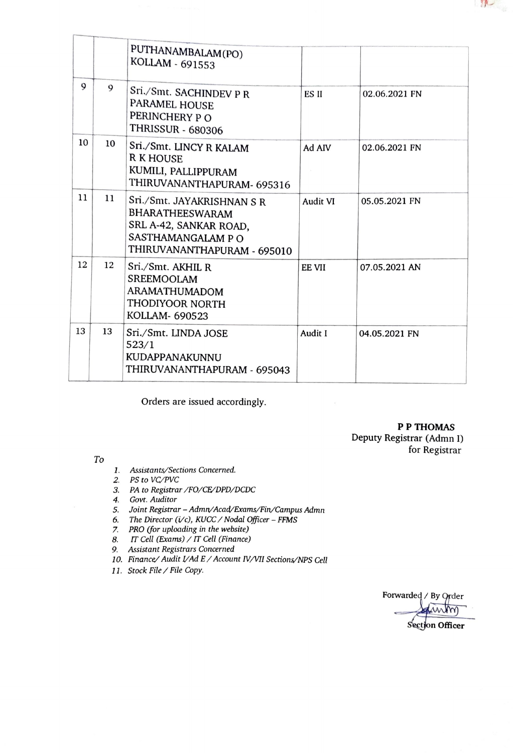| | | | | |
|---|---|---|---|---|
| | | PUTHANAMBALAM(PO) KOLLAM - 691553 | | |
| 9 | 9 | Sri./Smt. SACHINDEV P R PARAMEL HOUSE PERINCHERY P O THRISSUR - 680306 | ES II | 02.06.2021 FN |
| 10 | 10 | Sri./Smt. LINCY R KALAM R K HOUSE KUMILI, PALLIPPURAM THIRUVANANTHAPURAM- 695316 | Ad AIV | 02.06.2021 FN |
| 11 | 11 | Sri./Smt. JAYAKRISHNAN S R BHARATHEESWARAM SRL A-42, SANKAR ROAD, SASTHAMANGALAM P O THIRUVANANTHAPURAM - 695010 | Audit VI | 05.05.2021 FN |
| 12 | 12 | Sri./Smt. AKHIL R SREEMOOLAM ARAMATHUMADOM THODIYOOR NORTH KOLLAM- 690523 | EE VII | 07.05.2021 AN |
| 13 | 13 | Sri./Smt. LINDA JOSE 523/1 KUDAPPANAKUNNU THIRUVANANTHAPURAM - 695043 | Audit I | 04.05.2021 FN |

Orders are issued accordingly.

**P P THOMAS**
Deputy Registrar (Admn I)
for Registrar

*To*

1. *Assistants/Sections Concerned.*
2. *PS to VC/PVC*
3. *PA to Registrar /FO/CE/DPD/DCDC*
4. *Govt. Auditor*
5. *Joint Registrar – Admn/Acad/Exams/Fin/Campus Admn*
6. *The Director (i/c), KUCC / Nodal Officer – FFMS*
7. *PRO (for uploading in the website)*
8. *IT Cell (Exams) / IT Cell (Finance)*
9. *Assistant Registrars Concerned*
10. *Finance/ Audit I/Ad E / Account IV/VII Sections/NPS Cell*
11. *Stock File / File Copy.*

Forwarded / By Order

**Section Officer**